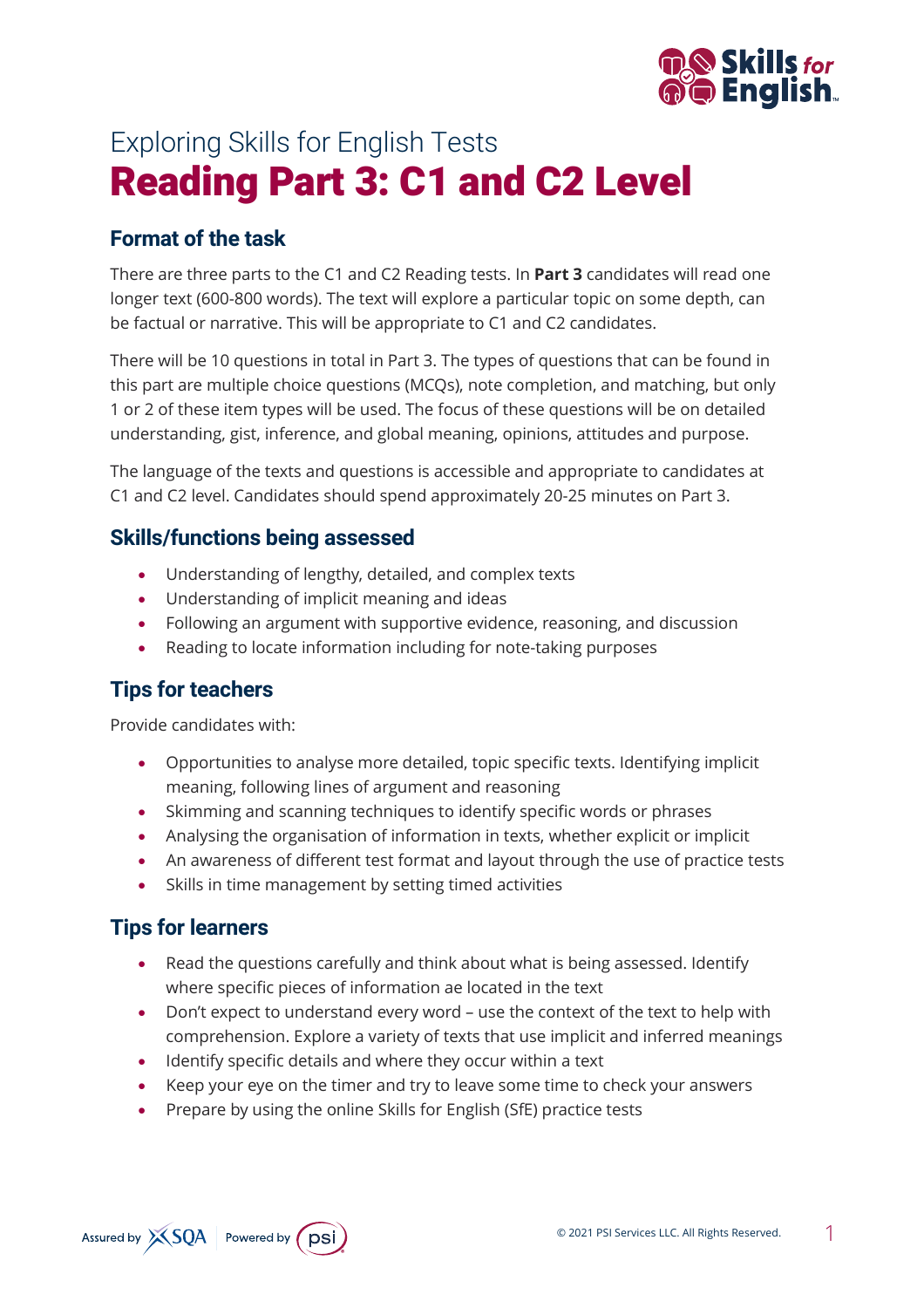# Exploring Skills for English Tests

# Reading Part 3: C1 and C2 Level

## Format of the task

There are three parts to the C1 and C2 Reading tests. In **Part 3** candidates will read one longer text (600-800 words). The text will explore a particular topic on some depth, can be factual or narrative. This will be appropriate to C1 and C2 candidates.

There will be 10 questions in total in Part 3. The types of questions that can be found in this part are multiple choice questions (MCQs), note completion, and matching, but only 1 or 2 of these item types will be used. The focus of these questions will be on detailed understanding, gist, inference, and global meaning, opinions, attitudes and purpose.

The language of the texts and questions is accessible and appropriate to candidates at C1 and C2 level. Candidates should spend approximately 20-25 minutes on Part 3.

## Skills/functions being assessed

- Understanding of lengthy, detailed, and complex texts
- Understanding of implicit meaning and ideas
- Following an argument with supportive evidence, reasoning, and discussion
- Reading to locate information including for note-taking purposes

## Tips for teachers

Provide candidates with:

- Opportunities to analyse more detailed, topic specific texts. Identifying implicit meaning, following lines of argument and reasoning
- Skimming and scanning techniques to identify specific words or phrases
- Analysing the organisation of information in texts, whether explicit or implicit
- An awareness of different test format and layout through the use of practice tests
- Skills in time management by setting timed activities

## Tips for learners

- Read the questions carefully and think about what is being assessed. Identify where specific pieces of information ae located in the text
- Don't expect to understand every word – use the context of the text to help with comprehension. Explore a variety of texts that use implicit and inferred meanings
- Identify specific details and where they occur within a text
- Keep your eye on the timer and try to leave some time to check your answers
- Prepare by using the online Skills for English (SfE) practice tests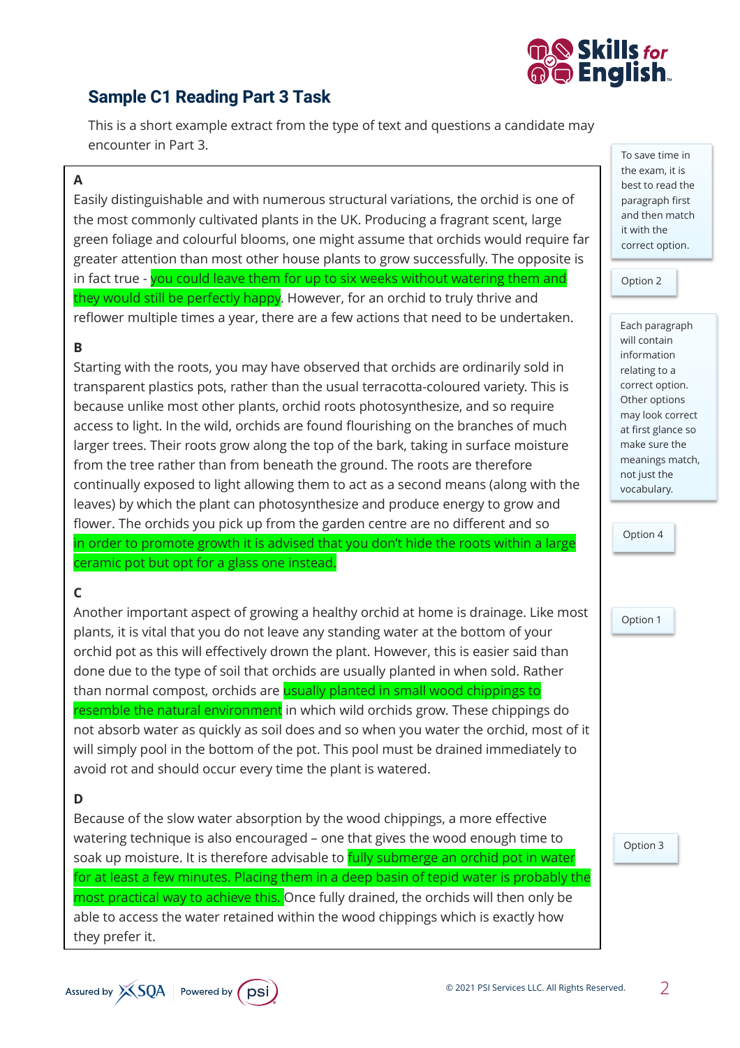## Sample C1 Reading Part 3 Task

This is a short example extract from the type of text and questions a candidate may encounter in Part 3.

> To save time in the exam, it is best to read the paragraph first and then match it with the correct option.

> Each paragraph will contain information relating to a correct option. Other options may look correct at first glance so make sure the meanings match, not just the vocabulary.

**A**

Easily distinguishable and with numerous structural variations, the orchid is one of the most commonly cultivated plants in the UK. Producing a fragrant scent, large green foliage and colourful blooms, one might assume that orchids would require far greater attention than most other house plants to grow successfully. The opposite is in fact true - you could leave them for up to six weeks without watering them and they would still be perfectly happy. However, for an orchid to truly thrive and reflower multiple times a year, there are a few actions that need to be undertaken.

Option 2

**B**

Starting with the roots, you may have observed that orchids are ordinarily sold in transparent plastics pots, rather than the usual terracotta-coloured variety. This is because unlike most other plants, orchid roots photosynthesize, and so require access to light. In the wild, orchids are found flourishing on the branches of much larger trees. Their roots grow along the top of the bark, taking in surface moisture from the tree rather than from beneath the ground. The roots are therefore continually exposed to light allowing them to act as a second means (along with the leaves) by which the plant can photosynthesize and produce energy to grow and flower. The orchids you pick up from the garden centre are no different and so in order to promote growth it is advised that you don't hide the roots within a large ceramic pot but opt for a glass one instead.

Option 4

**C**

Another important aspect of growing a healthy orchid at home is drainage. Like most plants, it is vital that you do not leave any standing water at the bottom of your orchid pot as this will effectively drown the plant. However, this is easier said than done due to the type of soil that orchids are usually planted in when sold. Rather than normal compost, orchids are usually planted in small wood chippings to resemble the natural environment in which wild orchids grow. These chippings do not absorb water as quickly as soil does and so when you water the orchid, most of it will simply pool in the bottom of the pot. This pool must be drained immediately to avoid rot and should occur every time the plant is watered.

Option 1

**D**

Because of the slow water absorption by the wood chippings, a more effective watering technique is also encouraged – one that gives the wood enough time to soak up moisture. It is therefore advisable to fully submerge an orchid pot in water for at least a few minutes. Placing them in a deep basin of tepid water is probably the most practical way to achieve this. Once fully drained, the orchids will then only be able to access the water retained within the wood chippings which is exactly how they prefer it.

Option 3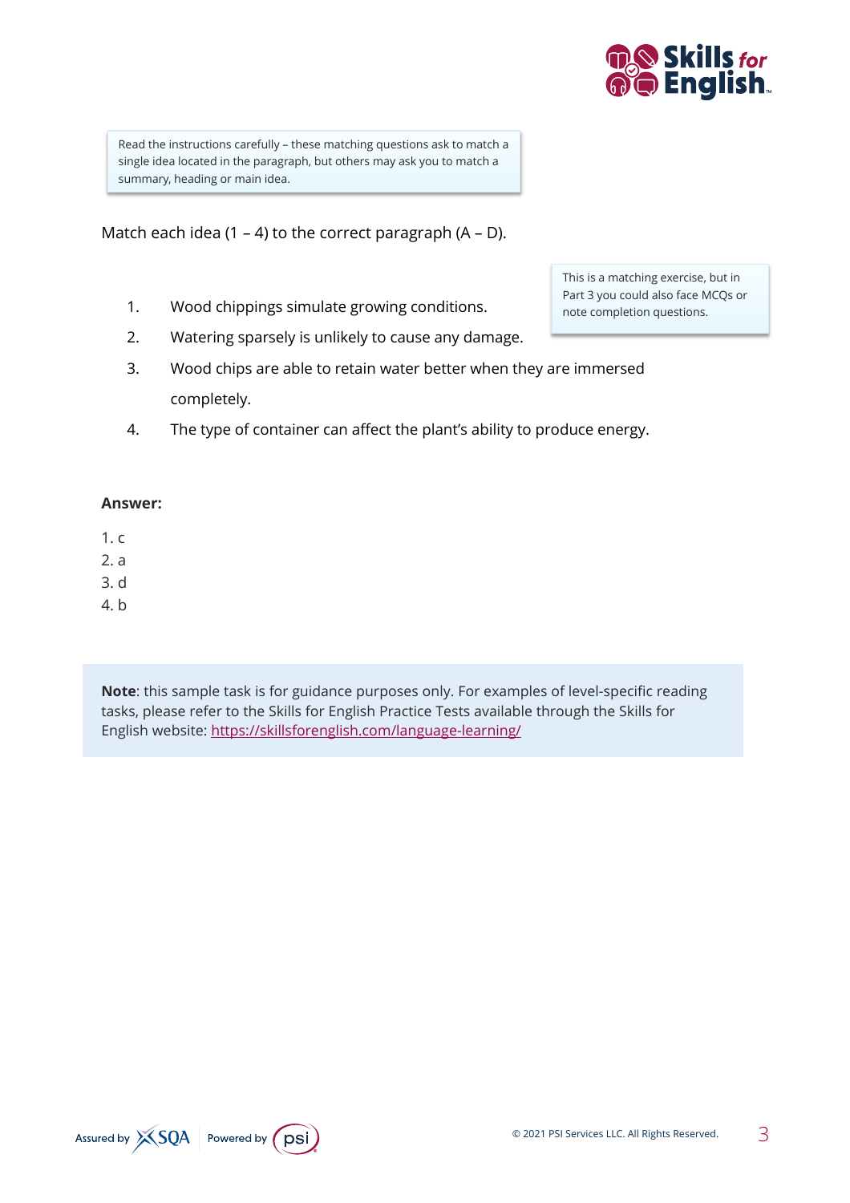> Read the instructions carefully – these matching questions ask to match a single idea located in the paragraph, but others may ask you to match a summary, heading or main idea.

Match each idea (1 – 4) to the correct paragraph (A – D).

> This is a matching exercise, but in Part 3 you could also face MCQs or note completion questions.

1. Wood chippings simulate growing conditions.
2. Watering sparsely is unlikely to cause any damage.
3. Wood chips are able to retain water better when they are immersed completely.
4. The type of container can affect the plant's ability to produce energy.

**Answer:**

1. c
2. a
3. d
4. b

**Note**: this sample task is for guidance purposes only. For examples of level-specific reading tasks, please refer to the Skills for English Practice Tests available through the Skills for English website: https://skillsforenglish.com/language-learning/